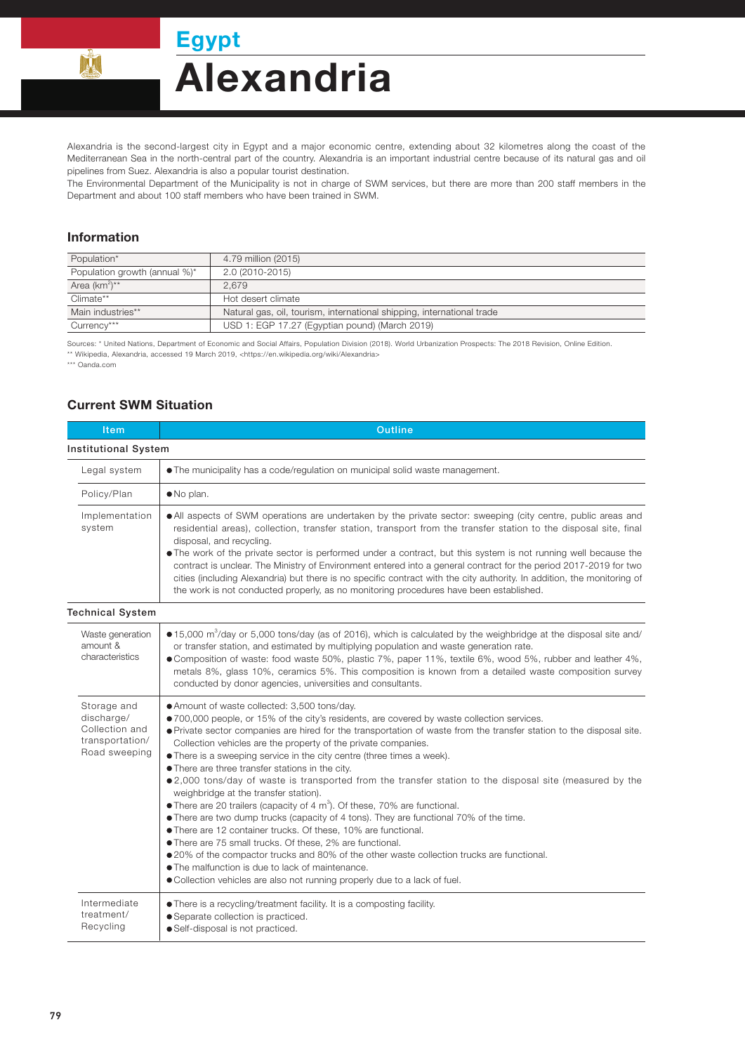# Egypt

# Alexandria

Alexandria is the second-largest city in Egypt and a major economic centre, extending about 32 kilometres along the coast of the Mediterranean Sea in the north-central part of the country. Alexandria is an important industrial centre because of its natural gas and oil pipelines from Suez. Alexandria is also a popular tourist destination.

The Environmental Department of the Municipality is not in charge of SWM services, but there are more than 200 staff members in the Department and about 100 staff members who have been trained in SWM.

## Information

| | |
|---|---|
| Population* | 4.79 million (2015) |
| Population growth (annual %)* | 2.0 (2010-2015) |
| Area (km$^2$)** | 2,679 |
| Climate** | Hot desert climate |
| Main industries** | Natural gas, oil, tourism, international shipping, international trade |
| Currency*** | USD 1: EGP 17.27 (Egyptian pound) (March 2019) |

Sources: * United Nations, Department of Economic and Social Affairs, Population Division (2018). World Urbanization Prospects: The 2018 Revision, Online Edition.
** Wikipedia, Alexandria, accessed 19 March 2019, <https://en.wikipedia.org/wiki/Alexandria>
*** Oanda.com

## Current SWM Situation

| Item | Outline |
|---|---|
| **Institutional System** | |
| Legal system | ● The municipality has a code/regulation on municipal solid waste management. |
| Policy/Plan | ● No plan. |
| Implementation system | ● All aspects of SWM operations are undertaken by the private sector: sweeping (city centre, public areas and residential areas), collection, transfer station, transport from the transfer station to the disposal site, final disposal, and recycling.<br>● The work of the private sector is performed under a contract, but this system is not running well because the contract is unclear. The Ministry of Environment entered into a general contract for the period 2017-2019 for two cities (including Alexandria) but there is no specific contract with the city authority. In addition, the monitoring of the work is not conducted properly, as no monitoring procedures have been established. |
| **Technical System** | |
| Waste generation amount & characteristics | ● 15,000 m$^3$/day or 5,000 tons/day (as of 2016), which is calculated by the weighbridge at the disposal site and/or transfer station, and estimated by multiplying population and waste generation rate.<br>● Composition of waste: food waste 50%, plastic 7%, paper 11%, textile 6%, wood 5%, rubber and leather 4%, metals 8%, glass 10%, ceramics 5%. This composition is known from a detailed waste composition survey conducted by donor agencies, universities and consultants. |
| Storage and discharge/ Collection and transportation/ Road sweeping | ● Amount of waste collected: 3,500 tons/day.<br>● 700,000 people, or 15% of the city's residents, are covered by waste collection services.<br>● Private sector companies are hired for the transportation of waste from the transfer station to the disposal site. Collection vehicles are the property of the private companies.<br>● There is a sweeping service in the city centre (three times a week).<br>● There are three transfer stations in the city.<br>● 2,000 tons/day of waste is transported from the transfer station to the disposal site (measured by the weighbridge at the transfer station).<br>● There are 20 trailers (capacity of 4 m$^3$). Of these, 70% are functional.<br>● There are two dump trucks (capacity of 4 tons). They are functional 70% of the time.<br>● There are 12 container trucks. Of these, 10% are functional.<br>● There are 75 small trucks. Of these, 2% are functional.<br>● 20% of the compactor trucks and 80% of the other waste collection trucks are functional.<br>● The malfunction is due to lack of maintenance.<br>● Collection vehicles are also not running properly due to a lack of fuel. |
| Intermediate treatment/ Recycling | ● There is a recycling/treatment facility. It is a composting facility.<br>● Separate collection is practiced.<br>● Self-disposal is not practiced. |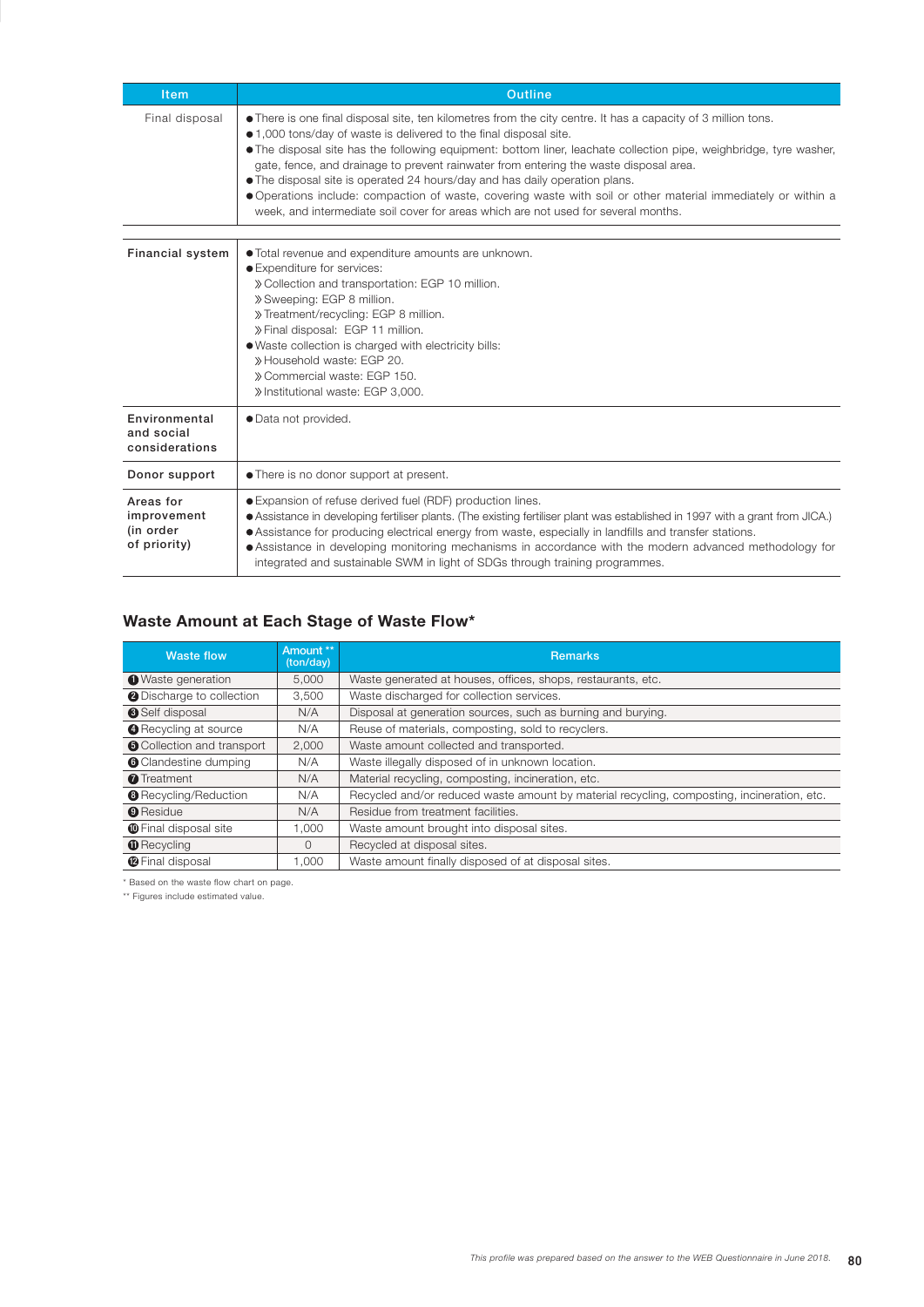| Item | Outline |
| --- | --- |
| Final disposal | ● There is one final disposal site, ten kilometres from the city centre. It has a capacity of 3 million tons.<br>● 1,000 tons/day of waste is delivered to the final disposal site.<br>● The disposal site has the following equipment: bottom liner, leachate collection pipe, weighbridge, tyre washer, gate, fence, and drainage to prevent rainwater from entering the waste disposal area.<br>● The disposal site is operated 24 hours/day and has daily operation plans.<br>● Operations include: compaction of waste, covering waste with soil or other material immediately or within a week, and intermediate soil cover for areas which are not used for several months. |
| Financial system | ● Total revenue and expenditure amounts are unknown.<br>● Expenditure for services:<br>» Collection and transportation: EGP 10 million.<br>» Sweeping: EGP 8 million.<br>» Treatment/recycling: EGP 8 million.<br>» Final disposal: EGP 11 million.<br>● Waste collection is charged with electricity bills:<br>» Household waste: EGP 20.<br>» Commercial waste: EGP 150.<br>» Institutional waste: EGP 3,000. |
| Environmental and social considerations | ● Data not provided. |
| Donor support | ● There is no donor support at present. |
| Areas for improvement (in order of priority) | ● Expansion of refuse derived fuel (RDF) production lines.<br>● Assistance in developing fertiliser plants. (The existing fertiliser plant was established in 1997 with a grant from JICA.)<br>● Assistance for producing electrical energy from waste, especially in landfills and transfer stations.<br>● Assistance in developing monitoring mechanisms in accordance with the modern advanced methodology for integrated and sustainable SWM in light of SDGs through training programmes. |

## Waste Amount at Each Stage of Waste Flow*

| Waste flow | Amount ** (ton/day) | Remarks |
| --- | --- | --- |
| ❶ Waste generation | 5,000 | Waste generated at houses, offices, shops, restaurants, etc. |
| ❷ Discharge to collection | 3,500 | Waste discharged for collection services. |
| ❸ Self disposal | N/A | Disposal at generation sources, such as burning and burying. |
| ❹ Recycling at source | N/A | Reuse of materials, composting, sold to recyclers. |
| ❺ Collection and transport | 2,000 | Waste amount collected and transported. |
| ❻ Clandestine dumping | N/A | Waste illegally disposed of in unknown location. |
| ❼ Treatment | N/A | Material recycling, composting, incineration, etc. |
| ❽ Recycling/Reduction | N/A | Recycled and/or reduced waste amount by material recycling, composting, incineration, etc. |
| ❾ Residue | N/A | Residue from treatment facilities. |
| ❿ Final disposal site | 1,000 | Waste amount brought into disposal sites. |
| ⓫ Recycling | 0 | Recycled at disposal sites. |
| ⓬ Final disposal | 1,000 | Waste amount finally disposed of at disposal sites. |

* Based on the waste flow chart on page.

** Figures include estimated value.

*This profile was prepared based on the answer to the WEB Questionnaire in June 2018.*